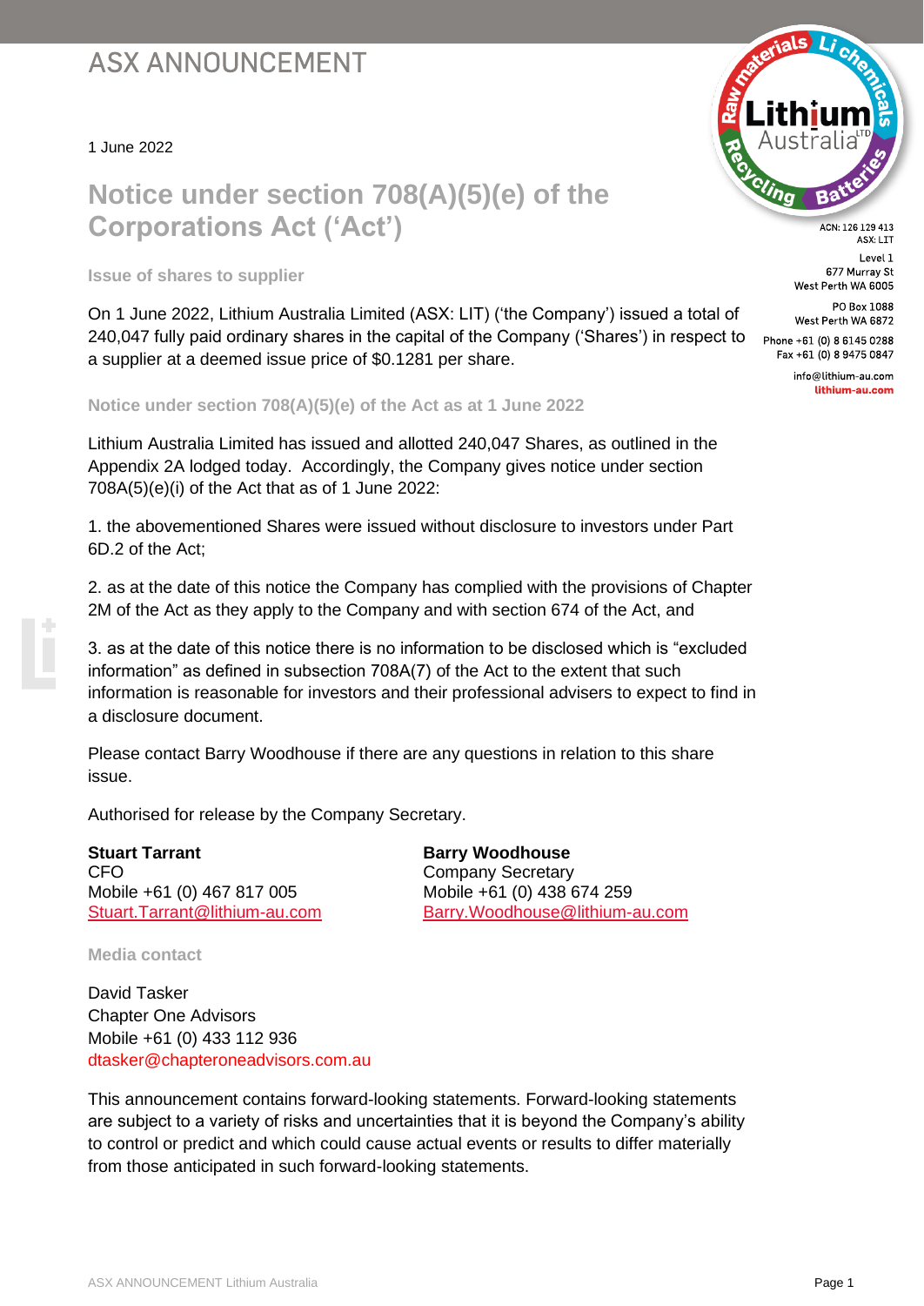# ASX ANNOUNCEMENT

1 June 2022

ACN: 126 129 413
ASX: LIT

Level 1
677 Murray St
West Perth WA 6005

PO Box 1088
West Perth WA 6872

Phone +61 (0) 8 6145 0288
Fax +61 (0) 8 9475 0847

info@lithium-au.com
lithium-au.com

## Notice under section 708(A)(5)(e) of the Corporations Act ('Act')

### Issue of shares to supplier

On 1 June 2022, Lithium Australia Limited (ASX: LIT) ('the Company') issued a total of 240,047 fully paid ordinary shares in the capital of the Company ('Shares') in respect to a supplier at a deemed issue price of $0.1281 per share.

### Notice under section 708(A)(5)(e) of the Act as at 1 June 2022

Lithium Australia Limited has issued and allotted 240,047 Shares, as outlined in the Appendix 2A lodged today. Accordingly, the Company gives notice under section 708A(5)(e)(i) of the Act that as of 1 June 2022:

1. the abovementioned Shares were issued without disclosure to investors under Part 6D.2 of the Act;

2. as at the date of this notice the Company has complied with the provisions of Chapter 2M of the Act as they apply to the Company and with section 674 of the Act, and

3. as at the date of this notice there is no information to be disclosed which is "excluded information" as defined in subsection 708A(7) of the Act to the extent that such information is reasonable for investors and their professional advisers to expect to find in a disclosure document.

Please contact Barry Woodhouse if there are any questions in relation to this share issue.

Authorised for release by the Company Secretary.

**Stuart Tarrant**
CFO
Mobile +61 (0) 467 817 005
Stuart.Tarrant@lithium-au.com

**Barry Woodhouse**
Company Secretary
Mobile +61 (0) 438 674 259
Barry.Woodhouse@lithium-au.com

### Media contact

David Tasker
Chapter One Advisors
Mobile +61 (0) 433 112 936
dtasker@chapteroneadvisors.com.au

This announcement contains forward-looking statements. Forward-looking statements are subject to a variety of risks and uncertainties that it is beyond the Company's ability to control or predict and which could cause actual events or results to differ materially from those anticipated in such forward-looking statements.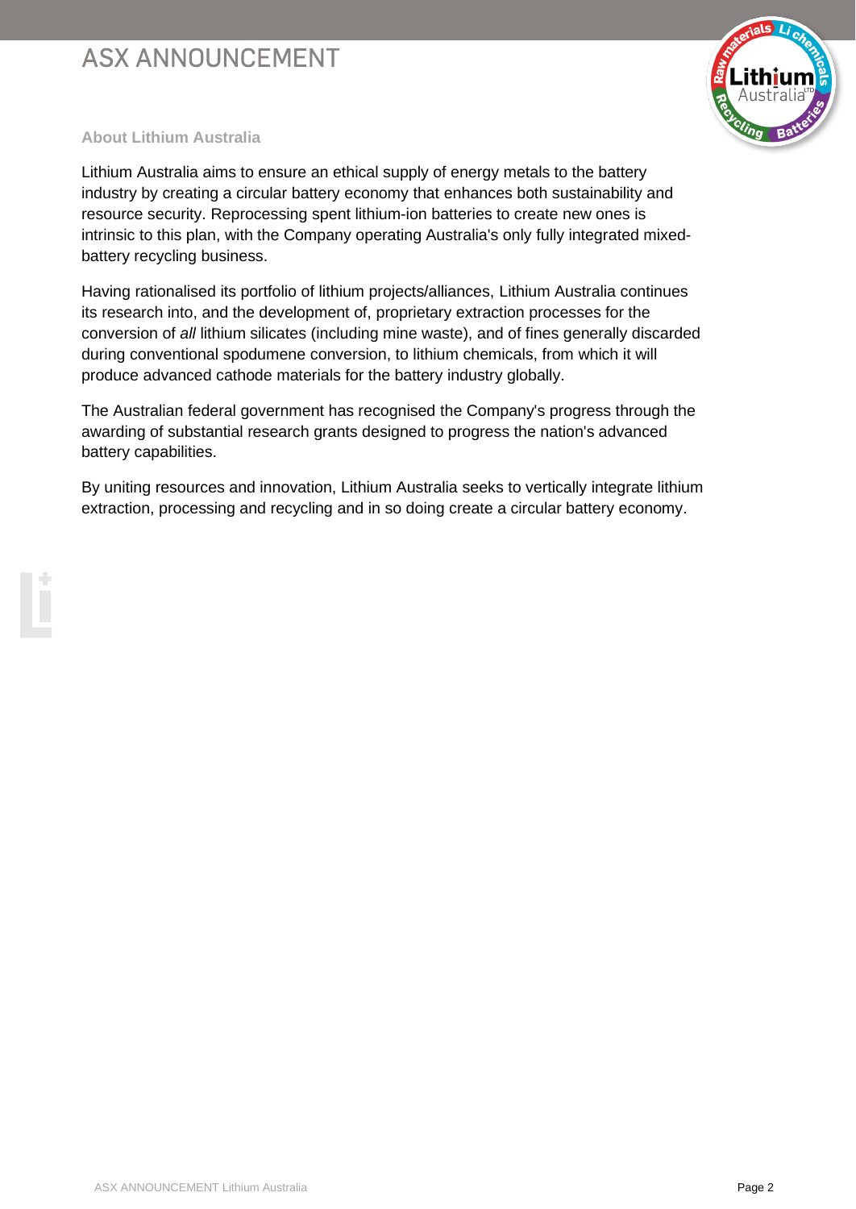## About Lithium Australia

Lithium Australia aims to ensure an ethical supply of energy metals to the battery industry by creating a circular battery economy that enhances both sustainability and resource security. Reprocessing spent lithium-ion batteries to create new ones is intrinsic to this plan, with the Company operating Australia's only fully integrated mixed-battery recycling business.

Having rationalised its portfolio of lithium projects/alliances, Lithium Australia continues its research into, and the development of, proprietary extraction processes for the conversion of *all* lithium silicates (including mine waste), and of fines generally discarded during conventional spodumene conversion, to lithium chemicals, from which it will produce advanced cathode materials for the battery industry globally.

The Australian federal government has recognised the Company's progress through the awarding of substantial research grants designed to progress the nation's advanced battery capabilities.

By uniting resources and innovation, Lithium Australia seeks to vertically integrate lithium extraction, processing and recycling and in so doing create a circular battery economy.